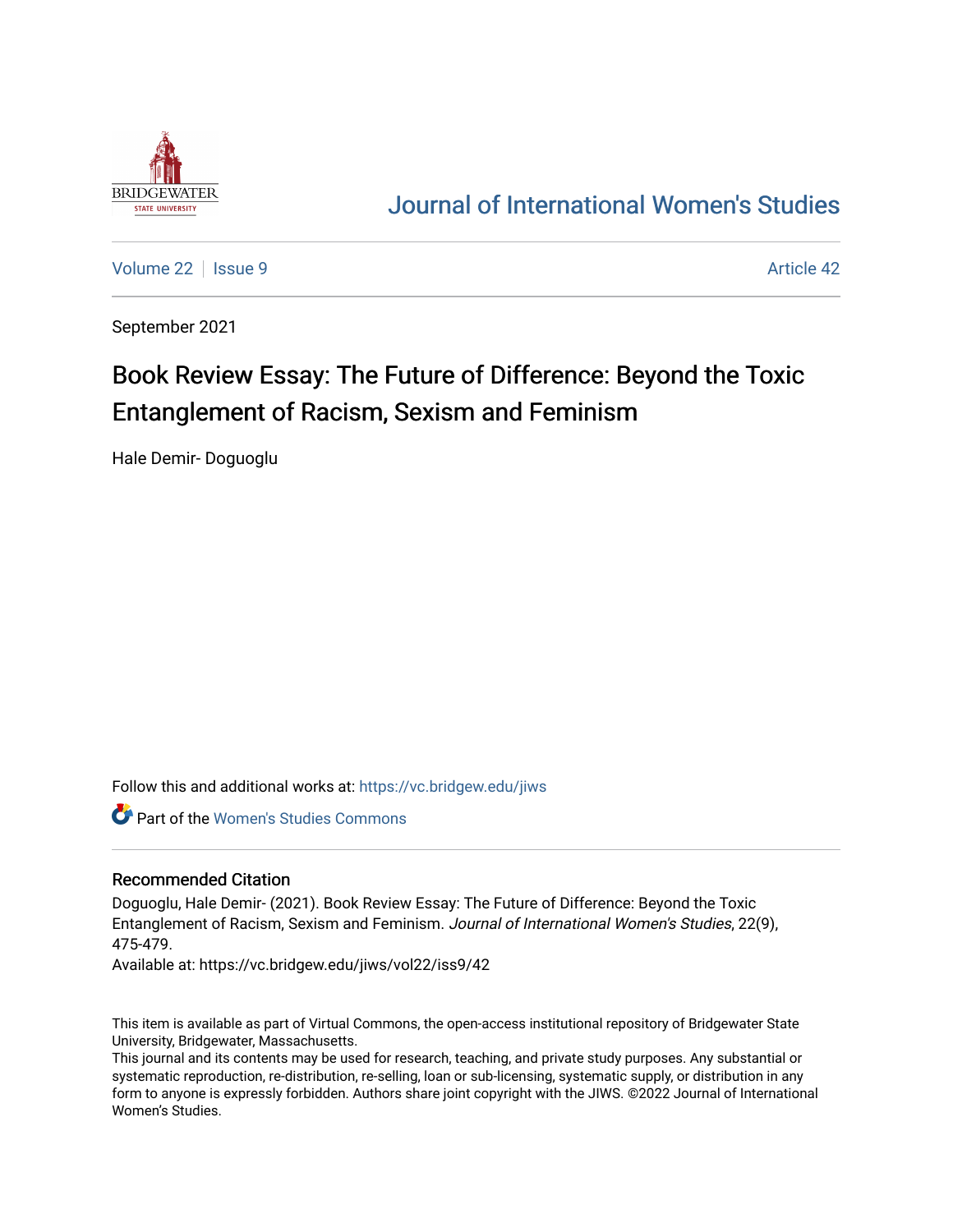# Journal of International Women's Studies

Volume 22 | Issue 9 | Article 42

September 2021

## Book Review Essay: The Future of Difference: Beyond the Toxic Entanglement of Racism, Sexism and Feminism

Hale Demir- Doguoglu

Follow this and additional works at: https://vc.bridgew.edu/jiws

Part of the Women's Studies Commons

### Recommended Citation

Doguoglu, Hale Demir- (2021). Book Review Essay: The Future of Difference: Beyond the Toxic Entanglement of Racism, Sexism and Feminism. *Journal of International Women's Studies*, 22(9), 475-479.

Available at: https://vc.bridgew.edu/jiws/vol22/iss9/42

This item is available as part of Virtual Commons, the open-access institutional repository of Bridgewater State University, Bridgewater, Massachusetts.

This journal and its contents may be used for research, teaching, and private study purposes. Any substantial or systematic reproduction, re-distribution, re-selling, loan or sub-licensing, systematic supply, or distribution in any form to anyone is expressly forbidden. Authors share joint copyright with the JIWS. ©2022 Journal of International Women's Studies.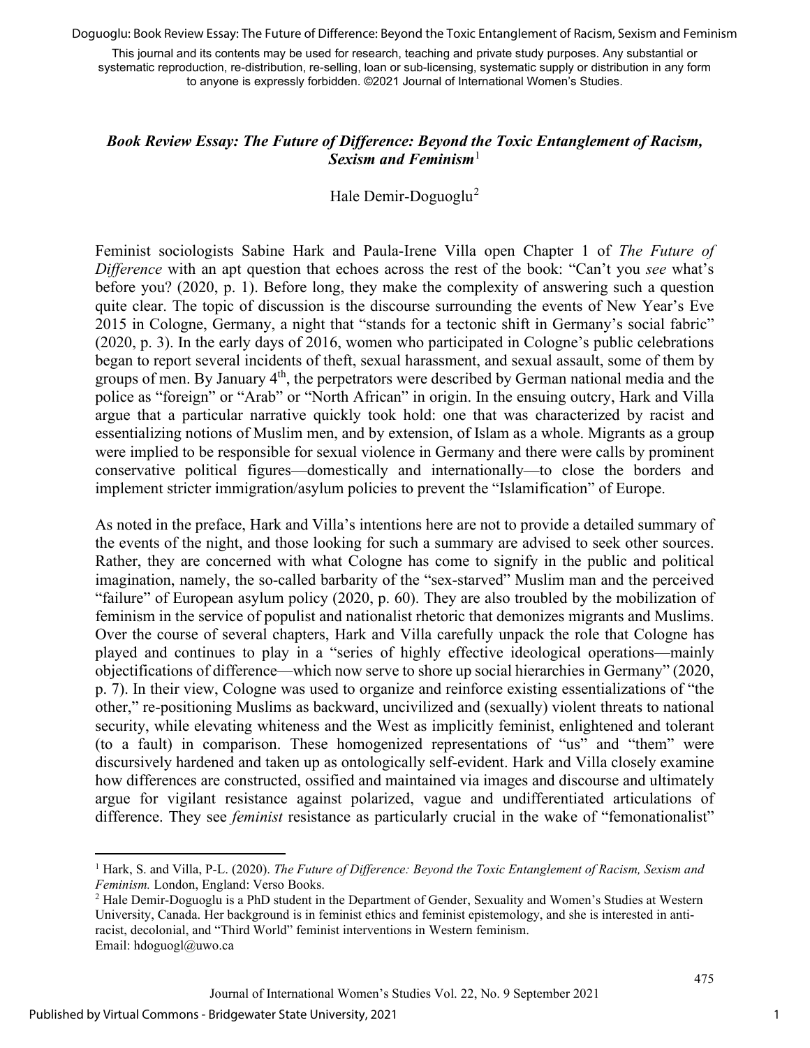# *Book Review Essay: The Future of Difference: Beyond the Toxic Entanglement of Racism, Sexism and Feminism*[1]

Hale Demir-Doguoglu[2]

Feminist sociologists Sabine Hark and Paula-Irene Villa open Chapter 1 of *The Future of Difference* with an apt question that echoes across the rest of the book: "Can't you *see* what's before you? (2020, p. 1). Before long, they make the complexity of answering such a question quite clear. The topic of discussion is the discourse surrounding the events of New Year's Eve 2015 in Cologne, Germany, a night that "stands for a tectonic shift in Germany's social fabric" (2020, p. 3). In the early days of 2016, women who participated in Cologne's public celebrations began to report several incidents of theft, sexual harassment, and sexual assault, some of them by groups of men. By January 4th, the perpetrators were described by German national media and the police as "foreign" or "Arab" or "North African" in origin. In the ensuing outcry, Hark and Villa argue that a particular narrative quickly took hold: one that was characterized by racist and essentializing notions of Muslim men, and by extension, of Islam as a whole. Migrants as a group were implied to be responsible for sexual violence in Germany and there were calls by prominent conservative political figures—domestically and internationally—to close the borders and implement stricter immigration/asylum policies to prevent the "Islamification" of Europe.

As noted in the preface, Hark and Villa's intentions here are not to provide a detailed summary of the events of the night, and those looking for such a summary are advised to seek other sources. Rather, they are concerned with what Cologne has come to signify in the public and political imagination, namely, the so-called barbarity of the "sex-starved" Muslim man and the perceived "failure" of European asylum policy (2020, p. 60). They are also troubled by the mobilization of feminism in the service of populist and nationalist rhetoric that demonizes migrants and Muslims. Over the course of several chapters, Hark and Villa carefully unpack the role that Cologne has played and continues to play in a "series of highly effective ideological operations—mainly objectifications of difference—which now serve to shore up social hierarchies in Germany" (2020, p. 7). In their view, Cologne was used to organize and reinforce existing essentializations of "the other," re-positioning Muslims as backward, uncivilized and (sexually) violent threats to national security, while elevating whiteness and the West as implicitly feminist, enlightened and tolerant (to a fault) in comparison. These homogenized representations of "us" and "them" were discursively hardened and taken up as ontologically self-evident. Hark and Villa closely examine how differences are constructed, ossified and maintained via images and discourse and ultimately argue for vigilant resistance against polarized, vague and undifferentiated articulations of difference. They see *feminist* resistance as particularly crucial in the wake of "femonationalist"

---

[1] Hark, S. and Villa, P-L. (2020). *The Future of Difference: Beyond the Toxic Entanglement of Racism, Sexism and Feminism.* London, England: Verso Books.

[2] Hale Demir-Doguoglu is a PhD student in the Department of Gender, Sexuality and Women's Studies at Western University, Canada. Her background is in feminist ethics and feminist epistemology, and she is interested in anti-racist, decolonial, and "Third World" feminist interventions in Western feminism.
Email: hdoguogl@uwo.ca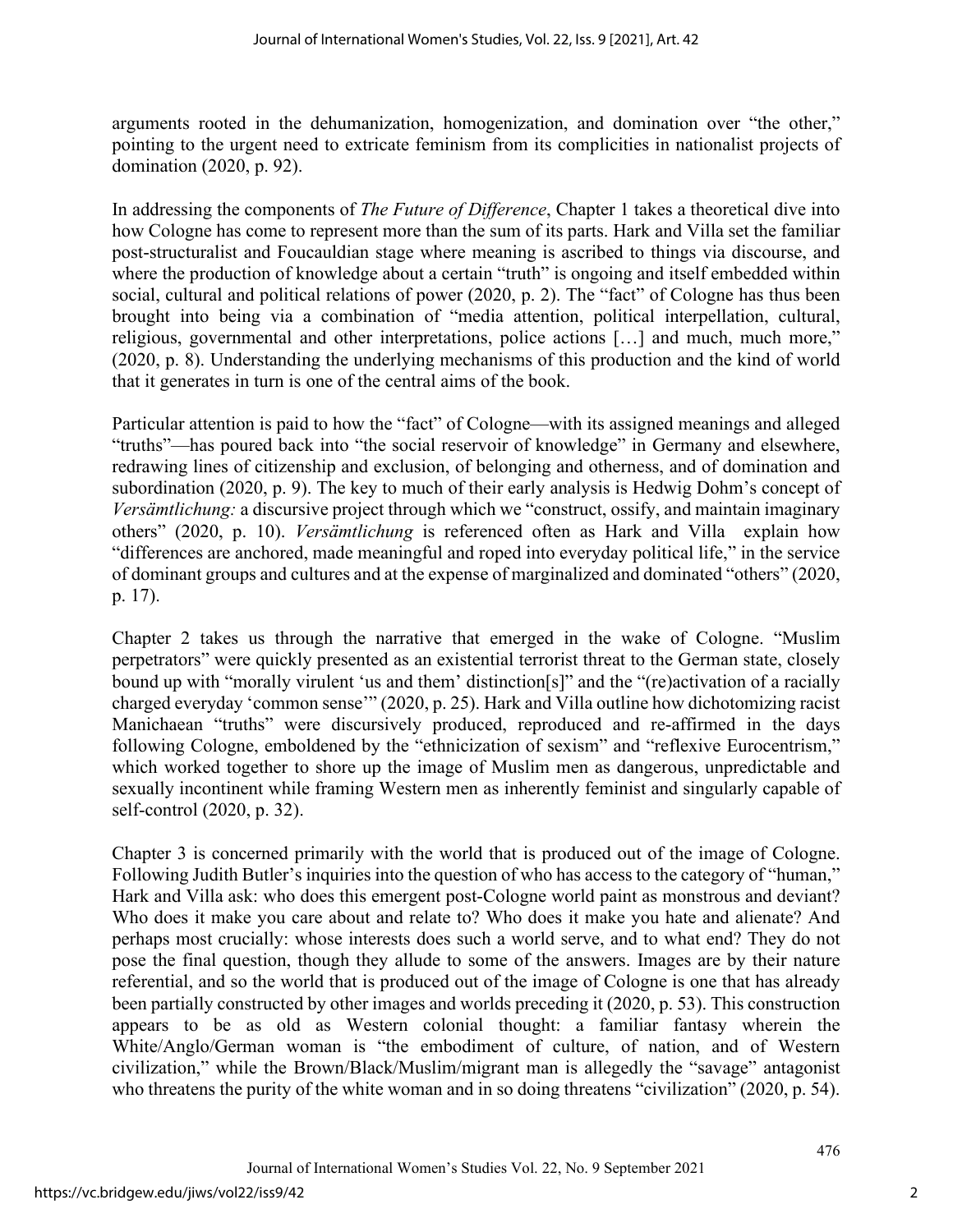arguments rooted in the dehumanization, homogenization, and domination over "the other," pointing to the urgent need to extricate feminism from its complicities in nationalist projects of domination (2020, p. 92).

In addressing the components of *The Future of Difference*, Chapter 1 takes a theoretical dive into how Cologne has come to represent more than the sum of its parts. Hark and Villa set the familiar post-structuralist and Foucauldian stage where meaning is ascribed to things via discourse, and where the production of knowledge about a certain "truth" is ongoing and itself embedded within social, cultural and political relations of power (2020, p. 2). The "fact" of Cologne has thus been brought into being via a combination of "media attention, political interpellation, cultural, religious, governmental and other interpretations, police actions […] and much, much more," (2020, p. 8). Understanding the underlying mechanisms of this production and the kind of world that it generates in turn is one of the central aims of the book.

Particular attention is paid to how the "fact" of Cologne—with its assigned meanings and alleged "truths"—has poured back into "the social reservoir of knowledge" in Germany and elsewhere, redrawing lines of citizenship and exclusion, of belonging and otherness, and of domination and subordination (2020, p. 9). The key to much of their early analysis is Hedwig Dohm's concept of *Versämtlichung:* a discursive project through which we "construct, ossify, and maintain imaginary others" (2020, p. 10). *Versämtlichung* is referenced often as Hark and Villa explain how "differences are anchored, made meaningful and roped into everyday political life," in the service of dominant groups and cultures and at the expense of marginalized and dominated "others" (2020, p. 17).

Chapter 2 takes us through the narrative that emerged in the wake of Cologne. "Muslim perpetrators" were quickly presented as an existential terrorist threat to the German state, closely bound up with "morally virulent 'us and them' distinction[s]" and the "(re)activation of a racially charged everyday 'common sense'" (2020, p. 25). Hark and Villa outline how dichotomizing racist Manichaean "truths" were discursively produced, reproduced and re-affirmed in the days following Cologne, emboldened by the "ethnicization of sexism" and "reflexive Eurocentrism," which worked together to shore up the image of Muslim men as dangerous, unpredictable and sexually incontinent while framing Western men as inherently feminist and singularly capable of self-control (2020, p. 32).

Chapter 3 is concerned primarily with the world that is produced out of the image of Cologne. Following Judith Butler's inquiries into the question of who has access to the category of "human," Hark and Villa ask: who does this emergent post-Cologne world paint as monstrous and deviant? Who does it make you care about and relate to? Who does it make you hate and alienate? And perhaps most crucially: whose interests does such a world serve, and to what end? They do not pose the final question, though they allude to some of the answers. Images are by their nature referential, and so the world that is produced out of the image of Cologne is one that has already been partially constructed by other images and worlds preceding it (2020, p. 53). This construction appears to be as old as Western colonial thought: a familiar fantasy wherein the White/Anglo/German woman is "the embodiment of culture, of nation, and of Western civilization," while the Brown/Black/Muslim/migrant man is allegedly the "savage" antagonist who threatens the purity of the white woman and in so doing threatens "civilization" (2020, p. 54).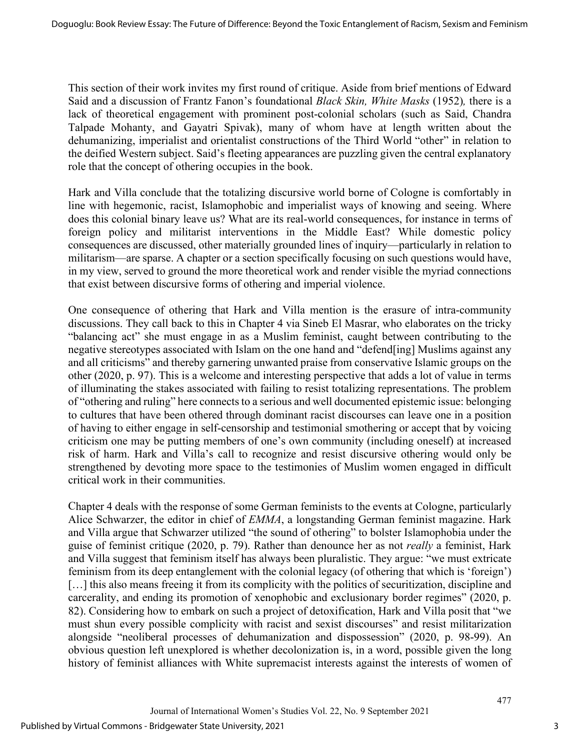This section of their work invites my first round of critique. Aside from brief mentions of Edward Said and a discussion of Frantz Fanon's foundational *Black Skin, White Masks* (1952)*,* there is a lack of theoretical engagement with prominent post-colonial scholars (such as Said, Chandra Talpade Mohanty, and Gayatri Spivak), many of whom have at length written about the dehumanizing, imperialist and orientalist constructions of the Third World "other" in relation to the deified Western subject. Said's fleeting appearances are puzzling given the central explanatory role that the concept of othering occupies in the book.

Hark and Villa conclude that the totalizing discursive world borne of Cologne is comfortably in line with hegemonic, racist, Islamophobic and imperialist ways of knowing and seeing. Where does this colonial binary leave us? What are its real-world consequences, for instance in terms of foreign policy and militarist interventions in the Middle East? While domestic policy consequences are discussed, other materially grounded lines of inquiry—particularly in relation to militarism—are sparse. A chapter or a section specifically focusing on such questions would have, in my view, served to ground the more theoretical work and render visible the myriad connections that exist between discursive forms of othering and imperial violence.

One consequence of othering that Hark and Villa mention is the erasure of intra-community discussions. They call back to this in Chapter 4 via Sineb El Masrar, who elaborates on the tricky "balancing act" she must engage in as a Muslim feminist, caught between contributing to the negative stereotypes associated with Islam on the one hand and "defend[ing] Muslims against any and all criticisms" and thereby garnering unwanted praise from conservative Islamic groups on the other (2020, p. 97). This is a welcome and interesting perspective that adds a lot of value in terms of illuminating the stakes associated with failing to resist totalizing representations. The problem of "othering and ruling" here connects to a serious and well documented epistemic issue: belonging to cultures that have been othered through dominant racist discourses can leave one in a position of having to either engage in self-censorship and testimonial smothering or accept that by voicing criticism one may be putting members of one's own community (including oneself) at increased risk of harm. Hark and Villa's call to recognize and resist discursive othering would only be strengthened by devoting more space to the testimonies of Muslim women engaged in difficult critical work in their communities.

Chapter 4 deals with the response of some German feminists to the events at Cologne, particularly Alice Schwarzer, the editor in chief of *EMMA*, a longstanding German feminist magazine. Hark and Villa argue that Schwarzer utilized "the sound of othering" to bolster Islamophobia under the guise of feminist critique (2020, p. 79). Rather than denounce her as not *really* a feminist, Hark and Villa suggest that feminism itself has always been pluralistic. They argue: "we must extricate feminism from its deep entanglement with the colonial legacy (of othering that which is 'foreign') […] this also means freeing it from its complicity with the politics of securitization, discipline and carcerality, and ending its promotion of xenophobic and exclusionary border regimes" (2020, p. 82). Considering how to embark on such a project of detoxification, Hark and Villa posit that "we must shun every possible complicity with racist and sexist discourses" and resist militarization alongside "neoliberal processes of dehumanization and dispossession" (2020, p. 98-99). An obvious question left unexplored is whether decolonization is, in a word, possible given the long history of feminist alliances with White supremacist interests against the interests of women of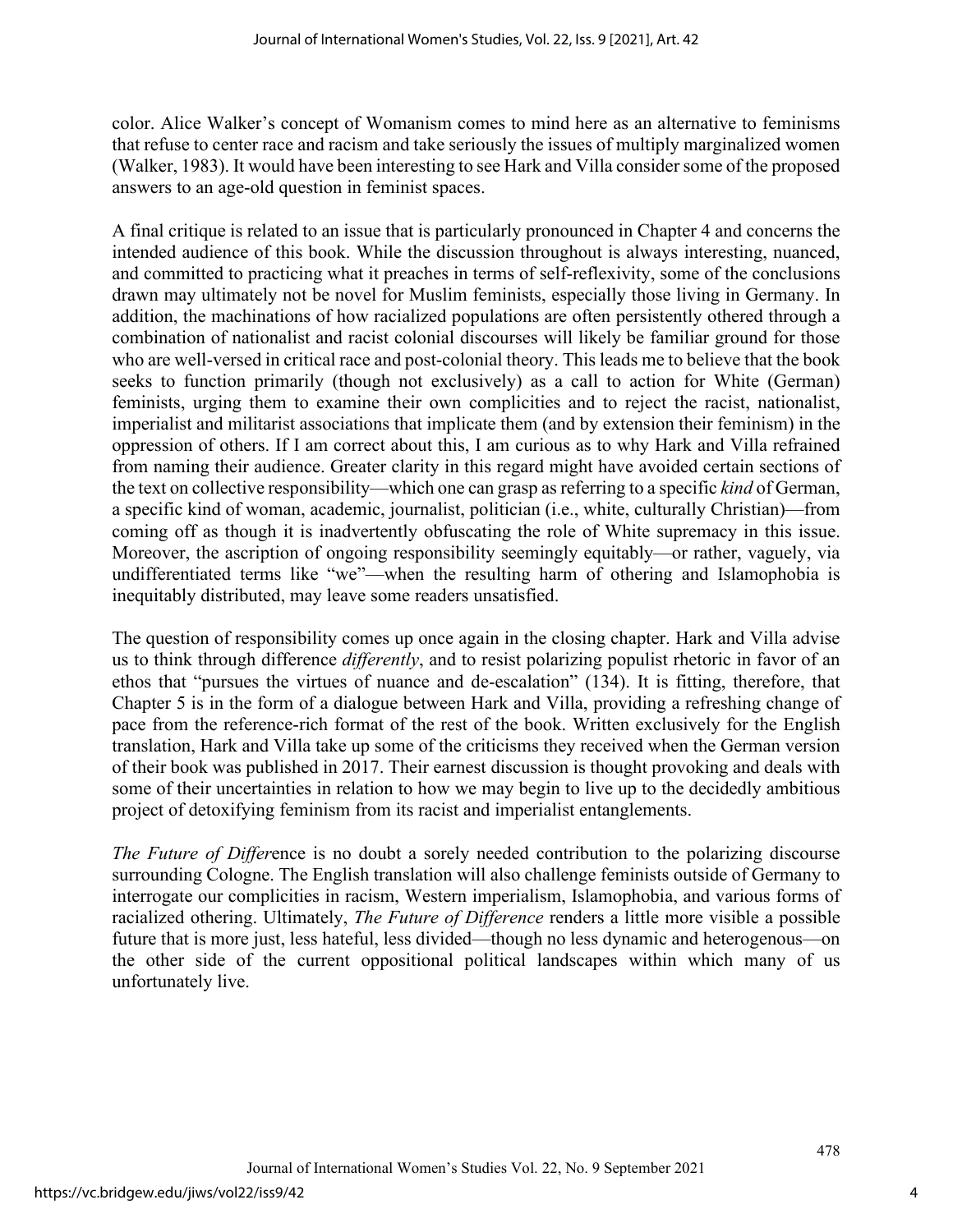color. Alice Walker's concept of Womanism comes to mind here as an alternative to feminisms that refuse to center race and racism and take seriously the issues of multiply marginalized women (Walker, 1983). It would have been interesting to see Hark and Villa consider some of the proposed answers to an age-old question in feminist spaces.

A final critique is related to an issue that is particularly pronounced in Chapter 4 and concerns the intended audience of this book. While the discussion throughout is always interesting, nuanced, and committed to practicing what it preaches in terms of self-reflexivity, some of the conclusions drawn may ultimately not be novel for Muslim feminists, especially those living in Germany. In addition, the machinations of how racialized populations are often persistently othered through a combination of nationalist and racist colonial discourses will likely be familiar ground for those who are well-versed in critical race and post-colonial theory. This leads me to believe that the book seeks to function primarily (though not exclusively) as a call to action for White (German) feminists, urging them to examine their own complicities and to reject the racist, nationalist, imperialist and militarist associations that implicate them (and by extension their feminism) in the oppression of others. If I am correct about this, I am curious as to why Hark and Villa refrained from naming their audience. Greater clarity in this regard might have avoided certain sections of the text on collective responsibility—which one can grasp as referring to a specific *kind* of German, a specific kind of woman, academic, journalist, politician (i.e., white, culturally Christian)—from coming off as though it is inadvertently obfuscating the role of White supremacy in this issue. Moreover, the ascription of ongoing responsibility seemingly equitably—or rather, vaguely, via undifferentiated terms like "we"—when the resulting harm of othering and Islamophobia is inequitably distributed, may leave some readers unsatisfied.

The question of responsibility comes up once again in the closing chapter. Hark and Villa advise us to think through difference *differently*, and to resist polarizing populist rhetoric in favor of an ethos that "pursues the virtues of nuance and de-escalation" (134). It is fitting, therefore, that Chapter 5 is in the form of a dialogue between Hark and Villa, providing a refreshing change of pace from the reference-rich format of the rest of the book. Written exclusively for the English translation, Hark and Villa take up some of the criticisms they received when the German version of their book was published in 2017. Their earnest discussion is thought provoking and deals with some of their uncertainties in relation to how we may begin to live up to the decidedly ambitious project of detoxifying feminism from its racist and imperialist entanglements.

*The Future of Difference* is no doubt a sorely needed contribution to the polarizing discourse surrounding Cologne. The English translation will also challenge feminists outside of Germany to interrogate our complicities in racism, Western imperialism, Islamophobia, and various forms of racialized othering. Ultimately, *The Future of Difference* renders a little more visible a possible future that is more just, less hateful, less divided—though no less dynamic and heterogenous—on the other side of the current oppositional political landscapes within which many of us unfortunately live.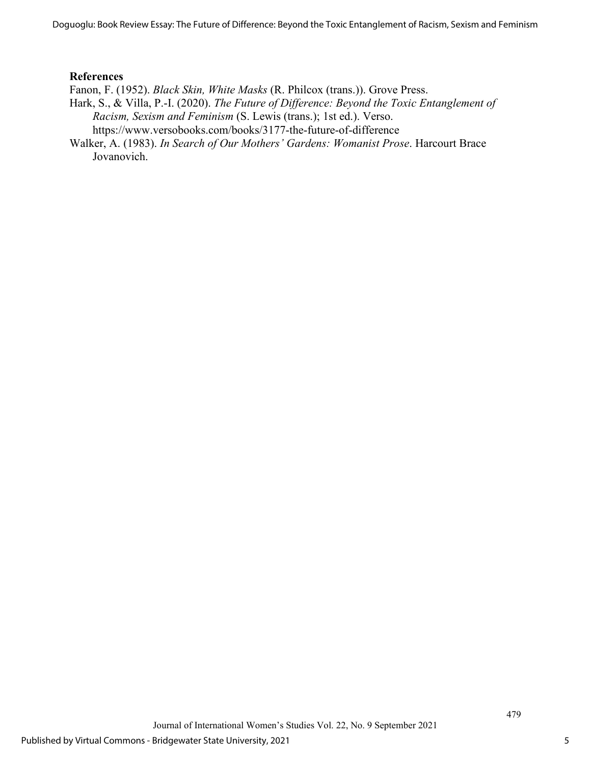**References**

Fanon, F. (1952). *Black Skin, White Masks* (R. Philcox (trans.)). Grove Press.

Hark, S., & Villa, P.-I. (2020). *The Future of Difference: Beyond the Toxic Entanglement of Racism, Sexism and Feminism* (S. Lewis (trans.); 1st ed.). Verso. https://www.versobooks.com/books/3177-the-future-of-difference

Walker, A. (1983). *In Search of Our Mothers' Gardens: Womanist Prose*. Harcourt Brace Jovanovich.